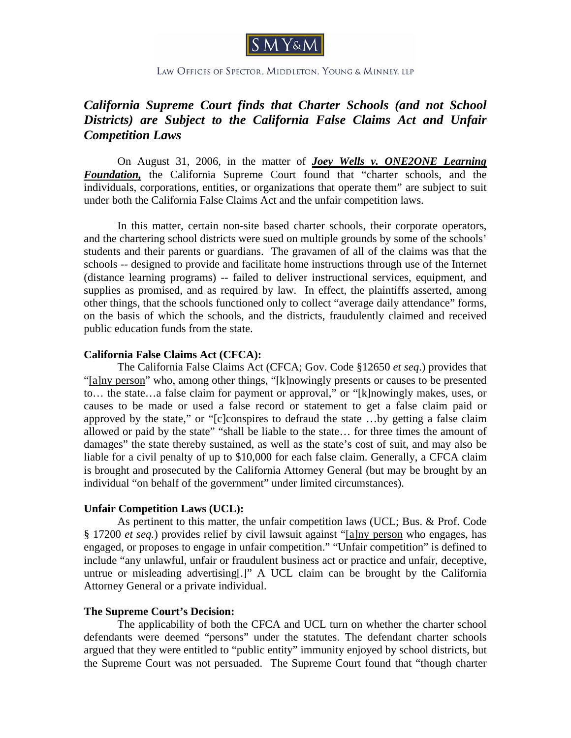SMY&M

LAW OFFICES OF SPECTOR, MIDDLETON, YOUNG & MINNEY, LLP

# *California Supreme Court finds that Charter Schools (and not School Districts) are Subject to the California False Claims Act and Unfair Competition Laws*

On August 31, 2006, in the matter of ***Joey Wells v. ONE2ONE Learning Foundation,*** the California Supreme Court found that "charter schools, and the individuals, corporations, entities, or organizations that operate them" are subject to suit under both the California False Claims Act and the unfair competition laws.

In this matter, certain non-site based charter schools, their corporate operators, and the chartering school districts were sued on multiple grounds by some of the schools' students and their parents or guardians. The gravamen of all of the claims was that the schools -- designed to provide and facilitate home instructions through use of the Internet (distance learning programs) -- failed to deliver instructional services, equipment, and supplies as promised, and as required by law. In effect, the plaintiffs asserted, among other things, that the schools functioned only to collect "average daily attendance" forms, on the basis of which the schools, and the districts, fraudulently claimed and received public education funds from the state.

**California False Claims Act (CFCA):**

The California False Claims Act (CFCA; Gov. Code §12650 *et seq*.) provides that "[a]ny person" who, among other things, "[k]nowingly presents or causes to be presented to… the state…a false claim for payment or approval," or "[k]nowingly makes, uses, or causes to be made or used a false record or statement to get a false claim paid or approved by the state," or "[c]conspires to defraud the state …by getting a false claim allowed or paid by the state" "shall be liable to the state… for three times the amount of damages" the state thereby sustained, as well as the state's cost of suit, and may also be liable for a civil penalty of up to $10,000 for each false claim. Generally, a CFCA claim is brought and prosecuted by the California Attorney General (but may be brought by an individual "on behalf of the government" under limited circumstances).

**Unfair Competition Laws (UCL):**

As pertinent to this matter, the unfair competition laws (UCL; Bus. & Prof. Code § 17200 *et seq.*) provides relief by civil lawsuit against "[a]ny person who engages, has engaged, or proposes to engage in unfair competition." "Unfair competition" is defined to include "any unlawful, unfair or fraudulent business act or practice and unfair, deceptive, untrue or misleading advertising[.]" A UCL claim can be brought by the California Attorney General or a private individual.

**The Supreme Court's Decision:**

The applicability of both the CFCA and UCL turn on whether the charter school defendants were deemed "persons" under the statutes. The defendant charter schools argued that they were entitled to "public entity" immunity enjoyed by school districts, but the Supreme Court was not persuaded. The Supreme Court found that "though charter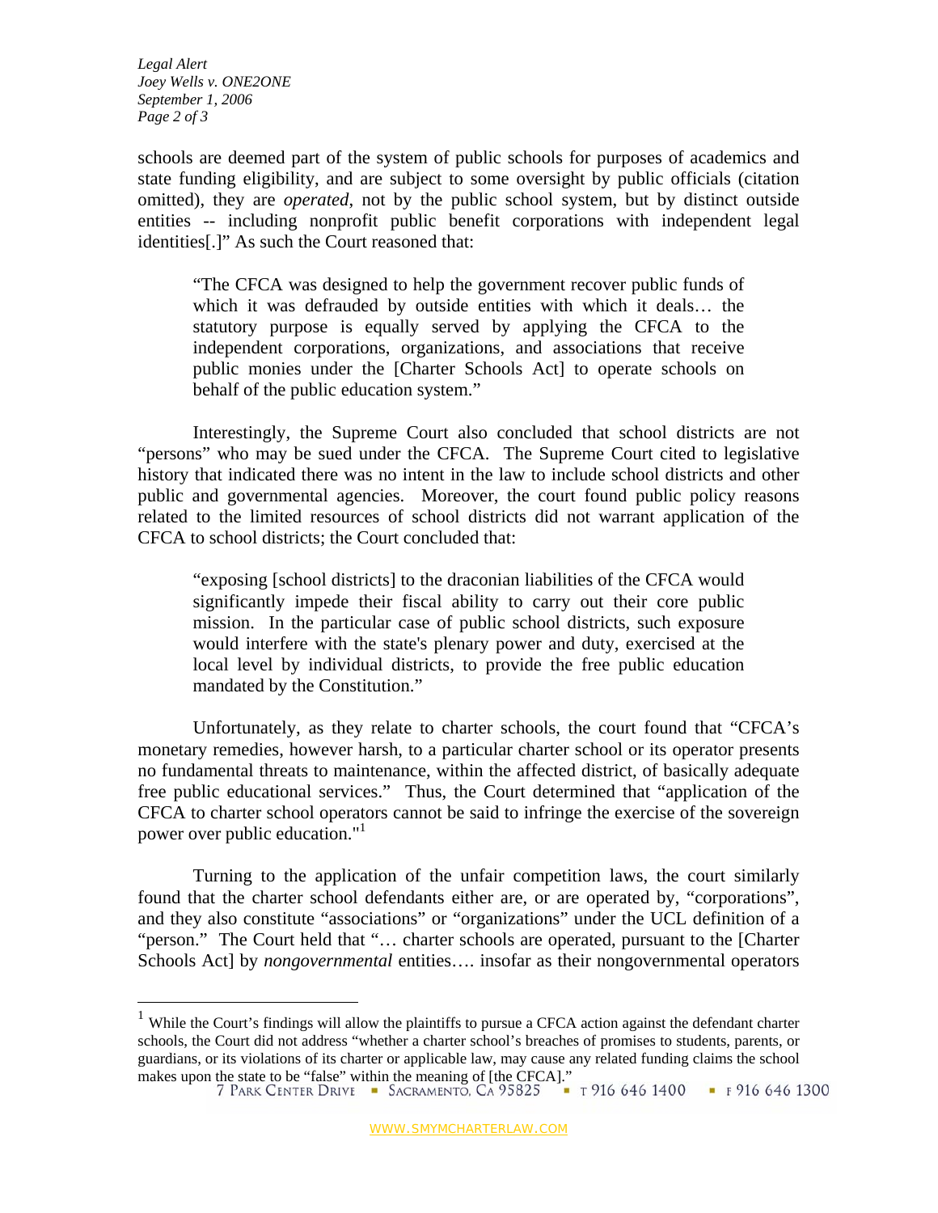schools are deemed part of the system of public schools for purposes of academics and state funding eligibility, and are subject to some oversight by public officials (citation omitted), they are *operated*, not by the public school system, but by distinct outside entities -- including nonprofit public benefit corporations with independent legal identities[.]" As such the Court reasoned that:

> "The CFCA was designed to help the government recover public funds of which it was defrauded by outside entities with which it deals… the statutory purpose is equally served by applying the CFCA to the independent corporations, organizations, and associations that receive public monies under the [Charter Schools Act] to operate schools on behalf of the public education system."

Interestingly, the Supreme Court also concluded that school districts are not "persons" who may be sued under the CFCA. The Supreme Court cited to legislative history that indicated there was no intent in the law to include school districts and other public and governmental agencies. Moreover, the court found public policy reasons related to the limited resources of school districts did not warrant application of the CFCA to school districts; the Court concluded that:

> "exposing [school districts] to the draconian liabilities of the CFCA would significantly impede their fiscal ability to carry out their core public mission. In the particular case of public school districts, such exposure would interfere with the state's plenary power and duty, exercised at the local level by individual districts, to provide the free public education mandated by the Constitution."

Unfortunately, as they relate to charter schools, the court found that "CFCA's monetary remedies, however harsh, to a particular charter school or its operator presents no fundamental threats to maintenance, within the affected district, of basically adequate free public educational services." Thus, the Court determined that "application of the CFCA to charter school operators cannot be said to infringe the exercise of the sovereign power over public education."[1]

Turning to the application of the unfair competition laws, the court similarly found that the charter school defendants either are, or are operated by, "corporations", and they also constitute "associations" or "organizations" under the UCL definition of a "person." The Court held that "… charter schools are operated, pursuant to the [Charter Schools Act] by *nongovernmental* entities…. insofar as their nongovernmental operators

[1] While the Court's findings will allow the plaintiffs to pursue a CFCA action against the defendant charter schools, the Court did not address "whether a charter school's breaches of promises to students, parents, or guardians, or its violations of its charter or applicable law, may cause any related funding claims the school makes upon the state to be "false" within the meaning of [the CFCA]."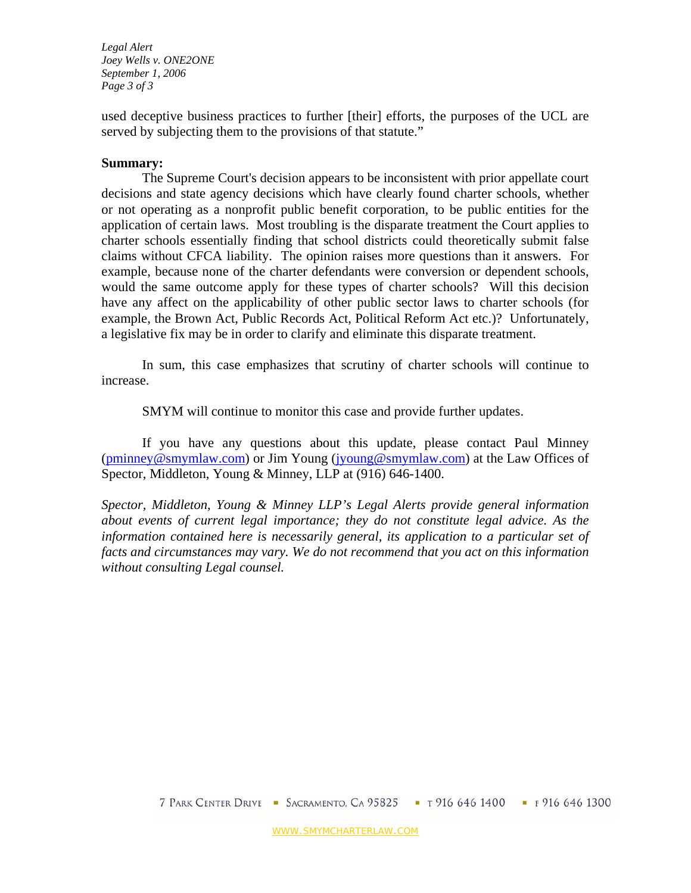used deceptive business practices to further [their] efforts, the purposes of the UCL are served by subjecting them to the provisions of that statute."

**Summary:**

The Supreme Court's decision appears to be inconsistent with prior appellate court decisions and state agency decisions which have clearly found charter schools, whether or not operating as a nonprofit public benefit corporation, to be public entities for the application of certain laws. Most troubling is the disparate treatment the Court applies to charter schools essentially finding that school districts could theoretically submit false claims without CFCA liability. The opinion raises more questions than it answers. For example, because none of the charter defendants were conversion or dependent schools, would the same outcome apply for these types of charter schools? Will this decision have any affect on the applicability of other public sector laws to charter schools (for example, the Brown Act, Public Records Act, Political Reform Act etc.)? Unfortunately, a legislative fix may be in order to clarify and eliminate this disparate treatment.

In sum, this case emphasizes that scrutiny of charter schools will continue to increase.

SMYM will continue to monitor this case and provide further updates.

If you have any questions about this update, please contact Paul Minney (pminney@smymlaw.com) or Jim Young (jyoung@smymlaw.com) at the Law Offices of Spector, Middleton, Young & Minney, LLP at (916) 646-1400.

*Spector, Middleton, Young & Minney LLP's Legal Alerts provide general information about events of current legal importance; they do not constitute legal advice. As the information contained here is necessarily general, its application to a particular set of facts and circumstances may vary. We do not recommend that you act on this information without consulting Legal counsel.*